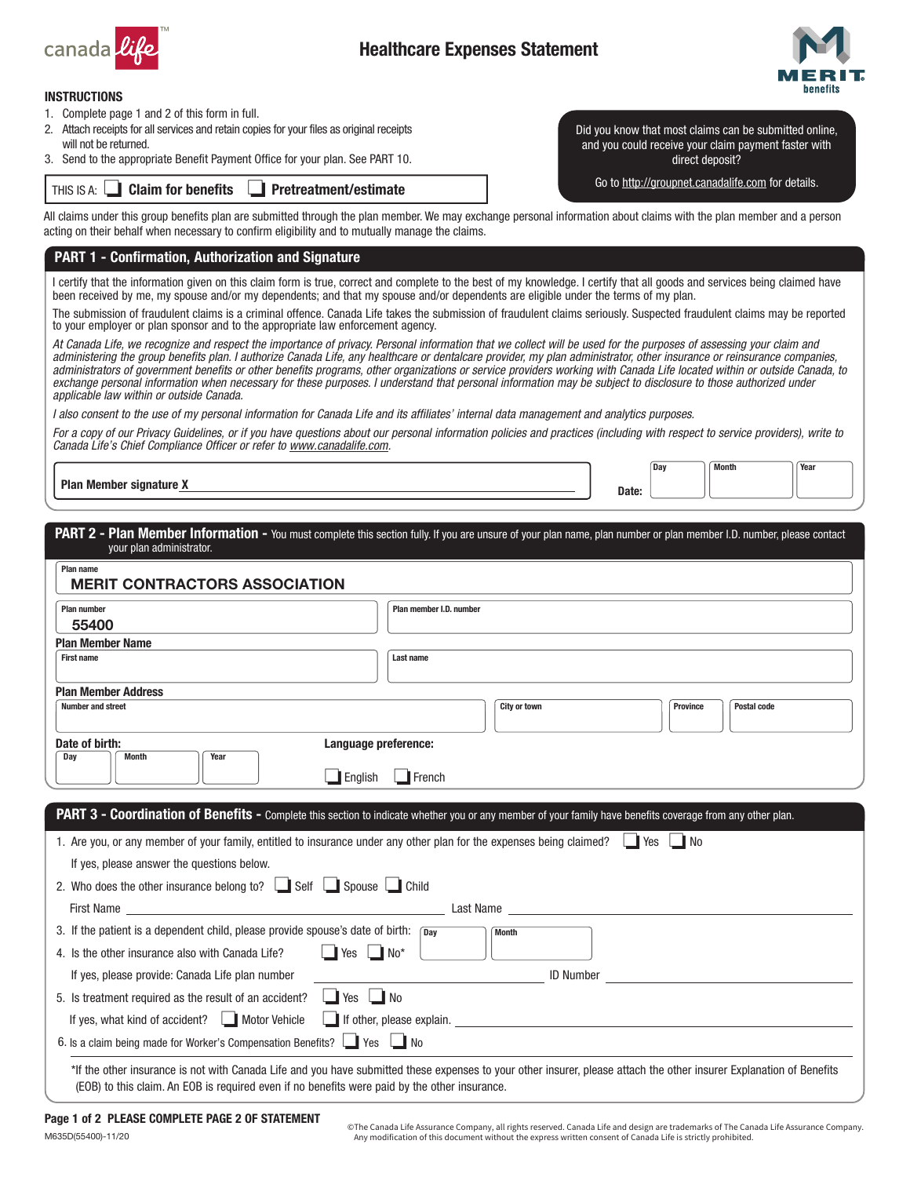# Healthcare Expenses Statement

canada life™ — MERIT benefits

### INSTRUCTIONS

1. Complete page 1 and 2 of this form in full.
2. Attach receipts for all services and retain copies for your files as original receipts will not be returned.
3. Send to the appropriate Benefit Payment Office for your plan. See PART 10.

THIS IS A: ☐ **Claim for benefits** ☐ **Pretreatment/estimate**

Did you know that most claims can be submitted online, and you could receive your claim payment faster with direct deposit?

Go to http://groupnet.canadalife.com for details.

All claims under this group benefits plan are submitted through the plan member. We may exchange personal information about claims with the plan member and a person acting on their behalf when necessary to confirm eligibility and to mutually manage the claims.

## PART 1 - Confirmation, Authorization and Signature

I certify that the information given on this claim form is true, correct and complete to the best of my knowledge. I certify that all goods and services being claimed have been received by me, my spouse and/or my dependents; and that my spouse and/or dependents are eligible under the terms of my plan.

The submission of fraudulent claims is a criminal offence. Canada Life takes the submission of fraudulent claims seriously. Suspected fraudulent claims may be reported to your employer or plan sponsor and to the appropriate law enforcement agency.

*At Canada Life, we recognize and respect the importance of privacy. Personal information that we collect will be used for the purposes of assessing your claim and administering the group benefits plan. I authorize Canada Life, any healthcare or dentalcare provider, my plan administrator, other insurance or reinsurance companies, administrators of government benefits or other benefits programs, other organizations or service providers working with Canada Life located within or outside Canada, to exchange personal information when necessary for these purposes. I understand that personal information may be subject to disclosure to those authorized under applicable law within or outside Canada.*

*I also consent to the use of my personal information for Canada Life and its affiliates' internal data management and analytics purposes.*

*For a copy of our Privacy Guidelines, or if you have questions about our personal information policies and practices (including with respect to service providers), write to Canada Life's Chief Compliance Officer or refer to www.canadalife.com.*

**Plan Member signature X** ______________________________ **Date:** Day ____ Month ____ Year ____

## PART 2 - Plan Member Information - You must complete this section fully. If you are unsure of your plan name, plan number or plan member I.D. number, please contact your plan administrator.

**Plan name:** MERIT CONTRACTORS ASSOCIATION

**Plan number:** 55400

**Plan member I.D. number:** ______________

**Plan Member Name**

First name: ______________ Last name: ______________

**Plan Member Address**

Number and street: ______________ City or town: ______________ Province: ______ Postal code: ______

**Date of birth:** Day ____ Month ____ Year ____

**Language preference:** ☐ English ☐ French

## PART 3 - Coordination of Benefits - Complete this section to indicate whether you or any member of your family have benefits coverage from any other plan.

1. Are you, or any member of your family, entitled to insurance under any other plan for the expenses being claimed? ☐ Yes ☐ No

   If yes, please answer the questions below.

2. Who does the other insurance belong to? ☐ Self ☐ Spouse ☐ Child

   First Name ______________ Last Name ______________

3. If the patient is a dependent child, please provide spouse's date of birth: Day ____ Month ____
4. Is the other insurance also with Canada Life? ☐ Yes ☐ No*

   If yes, please provide: Canada Life plan number ______________ ID Number ______________

5. Is treatment required as the result of an accident? ☐ Yes ☐ No

   If yes, what kind of accident? ☐ Motor Vehicle ☐ If other, please explain. ______________

6. Is a claim being made for Worker's Compensation Benefits? ☐ Yes ☐ No

*If the other insurance is not with Canada Life and you have submitted these expenses to your other insurer, please attach the other insurer Explanation of Benefits (EOB) to this claim. An EOB is required even if no benefits were paid by the other insurance.

**PLEASE COMPLETE PAGE 2 OF STATEMENT**

M635D(55400)-11/20

©The Canada Life Assurance Company, all rights reserved. Canada Life and design are trademarks of The Canada Life Assurance Company. Any modification of this document without the express written consent of Canada Life is strictly prohibited.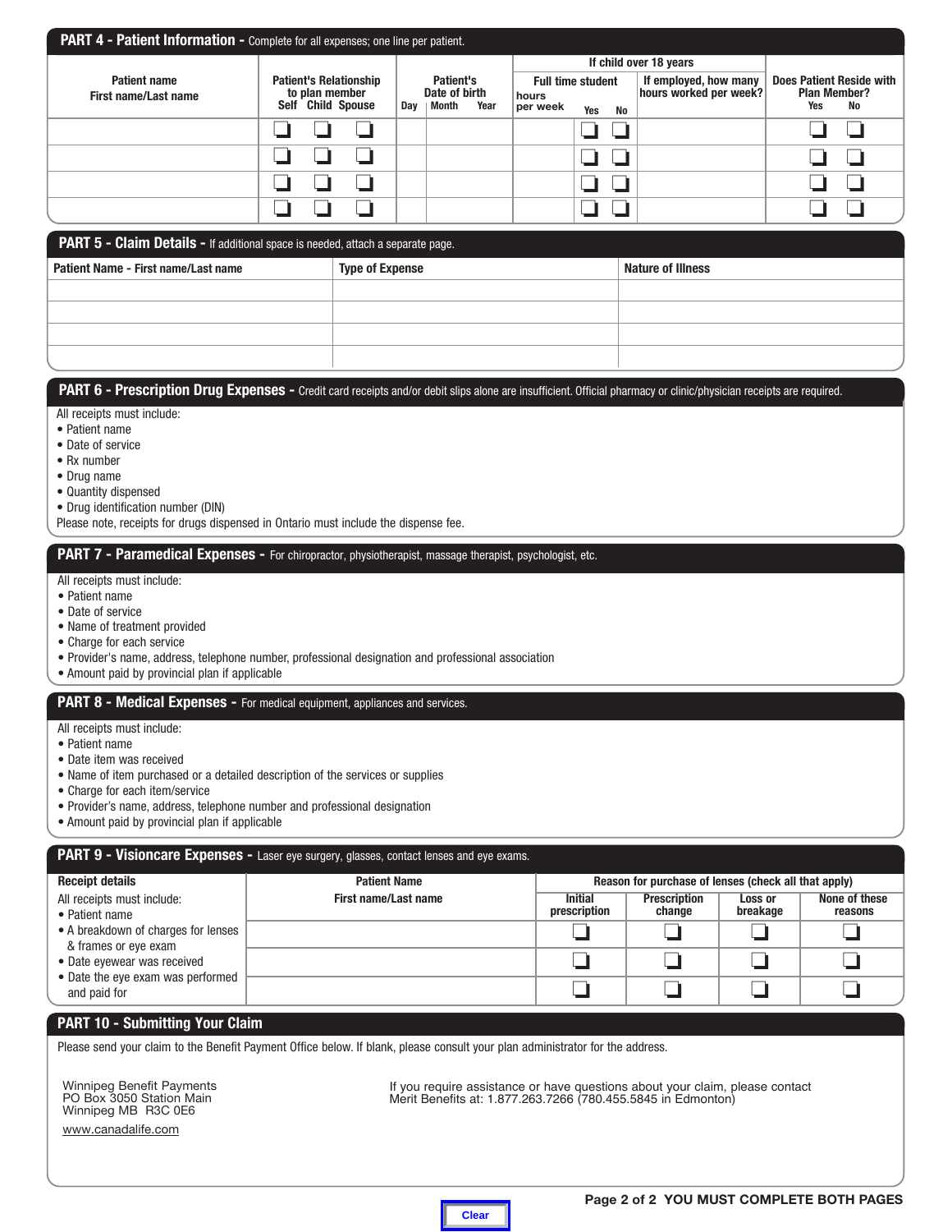## PART 4 - Patient Information - Complete for all expenses; one line per patient.

| Patient name First name/Last name | Patient's Relationship to plan member | | | Patient's Date of birth | | | If child over 18 years | | | | Does Patient Reside with Plan Member? | |
|---|---|---|---|---|---|---|---|---|---|---|---|---|
| | Self | Child | Spouse | Day | Month | Year | Full time student hours per week | Yes | No | If employed, how many hours worked per week? | Yes | No |
| | ❑ | ❑ | ❑ | | | | | ❑ | ❑ | | ❑ | ❑ |
| | ❑ | ❑ | ❑ | | | | | ❑ | ❑ | | ❑ | ❑ |
| | ❑ | ❑ | ❑ | | | | | ❑ | ❑ | | ❑ | ❑ |
| | ❑ | ❑ | ❑ | | | | | ❑ | ❑ | | ❑ | ❑ |

## PART 5 - Claim Details - If additional space is needed, attach a separate page.

| Patient Name - First name/Last name | Type of Expense | Nature of Illness |
|---|---|---|
| | | |
| | | |
| | | |
| | | |

## PART 6 - Prescription Drug Expenses - Credit card receipts and/or debit slips alone are insufficient. Official pharmacy or clinic/physician receipts are required.

All receipts must include:
- Patient name
- Date of service
- Rx number
- Drug name
- Quantity dispensed
- Drug identification number (DIN)

Please note, receipts for drugs dispensed in Ontario must include the dispense fee.

## PART 7 - Paramedical Expenses - For chiropractor, physiotherapist, massage therapist, psychologist, etc.

All receipts must include:
- Patient name
- Date of service
- Name of treatment provided
- Charge for each service
- Provider's name, address, telephone number, professional designation and professional association
- Amount paid by provincial plan if applicable

## PART 8 - Medical Expenses - For medical equipment, appliances and services.

All receipts must include:
- Patient name
- Date item was received
- Name of item purchased or a detailed description of the services or supplies
- Charge for each item/service
- Provider's name, address, telephone number and professional designation
- Amount paid by provincial plan if applicable

## PART 9 - Visioncare Expenses - Laser eye surgery, glasses, contact lenses and eye exams.

**Receipt details**

All receipts must include:
- Patient name
- A breakdown of charges for lenses & frames or eye exam
- Date eyewear was received
- Date the eye exam was performed and paid for

| Patient Name First name/Last name | Reason for purchase of lenses (check all that apply) | | | |
|---|---|---|---|---|
| | Initial prescription | Prescription change | Loss or breakage | None of these reasons |
| | ❑ | ❑ | ❑ | ❑ |
| | ❑ | ❑ | ❑ | ❑ |
| | ❑ | ❑ | ❑ | ❑ |

## PART 10 - Submitting Your Claim

Please send your claim to the Benefit Payment Office below. If blank, please consult your plan administrator for the address.

Winnipeg Benefit Payments
PO Box 3050 Station Main
Winnipeg MB R3C 0E6

www.canadalife.com

If you require assistance or have questions about your claim, please contact Merit Benefits at: 1.877.263.7266 (780.455.5845 in Edmonton)

YOU MUST COMPLETE BOTH PAGES

Clear